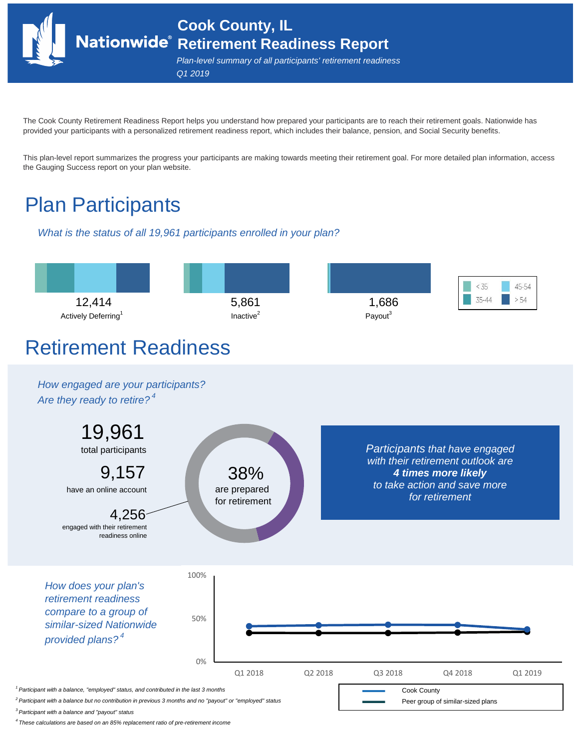# Cook County, IL Retirement Readiness Report

*Plan-level summary of all participants' retirement readiness*

*Q1 2019*

The Cook County Retirement Readiness Report helps you understand how prepared your participants are to reach their retirement goals. Nationwide has provided your participants with a personalized retirement readiness report, which includes their balance, pension, and Social Security benefits.

This plan-level report summarizes the progress your participants are making towards meeting their retirement goal. For more detailed plan information, access the Gauging Success report on your plan website.

## Plan Participants

*What is the status of all 19,961 participants enrolled in your plan?*

12,414
Actively Deferring[1]

5,861
Inactive[2]

1,686
Payout[3]

< 35 | 35-44 | 45-54 | > 54

## Retirement Readiness

*How engaged are your participants?*
*Are they ready to retire?[4]*

19,961
total participants

9,157
have an online account

4,256
engaged with their retirement readiness online

38%
are prepared for retirement

*Participants that have engaged with their retirement outlook are* ***4 times more likely*** *to take action and save more for retirement*

*How does your plan's retirement readiness compare to a group of similar-sized Nationwide provided plans?[4]*

100%
50%
0%

Q1 2018 | Q2 2018 | Q3 2018 | Q4 2018 | Q1 2019

Cook County
Peer group of similar-sized plans

[1] Participant with a balance, "employed" status, and contributed in the last 3 months

[2] Participant with a balance but no contribution in previous 3 months and no "payout" or "employed" status

[3] Participant with a balance and "payout" status

[4] These calculations are based on an 85% replacement ratio of pre-retirement income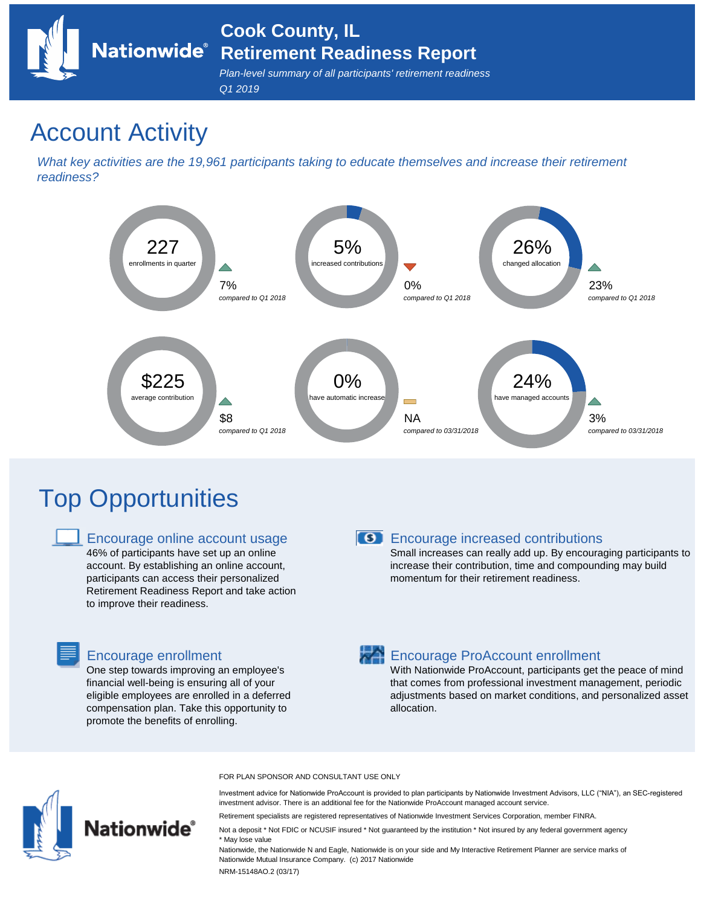Nationwide®

# Cook County, IL
# Retirement Readiness Report

*Plan-level summary of all participants' retirement readiness*

*Q1 2019*

## Account Activity

*What key activities are the 19,961 participants taking to educate themselves and increase their retirement readiness?*

227
enrollments in quarter
7%
*compared to Q1 2018*

5%
increased contributions
0%
*compared to Q1 2018*

26%
changed allocation
23%
*compared to Q1 2018*

$225
average contribution
$8
*compared to Q1 2018*

0%
have automatic increase
NA
*compared to 03/31/2018*

24%
have managed accounts
3%
*compared to 03/31/2018*

## Top Opportunities

### Encourage online account usage

46% of participants have set up an online account. By establishing an online account, participants can access their personalized Retirement Readiness Report and take action to improve their readiness.

### Encourage increased contributions

Small increases can really add up. By encouraging participants to increase their contribution, time and compounding may build momentum for their retirement readiness.

### Encourage enrollment

One step towards improving an employee's financial well-being is ensuring all of your eligible employees are enrolled in a deferred compensation plan. Take this opportunity to promote the benefits of enrolling.

### Encourage ProAccount enrollment

With Nationwide ProAccount, participants get the peace of mind that comes from professional investment management, periodic adjustments based on market conditions, and personalized asset allocation.

Nationwide®

FOR PLAN SPONSOR AND CONSULTANT USE ONLY

Investment advice for Nationwide ProAccount is provided to plan participants by Nationwide Investment Advisors, LLC ("NIA"), an SEC-registered investment advisor. There is an additional fee for the Nationwide ProAccount managed account service.

Retirement specialists are registered representatives of Nationwide Investment Services Corporation, member FINRA.

Not a deposit * Not FDIC or NCUSIF insured * Not guaranteed by the institution * Not insured by any federal government agency * May lose value

Nationwide, the Nationwide N and Eagle, Nationwide is on your side and My Interactive Retirement Planner are service marks of Nationwide Mutual Insurance Company. (c) 2017 Nationwide

NRM-15148AO.2 (03/17)